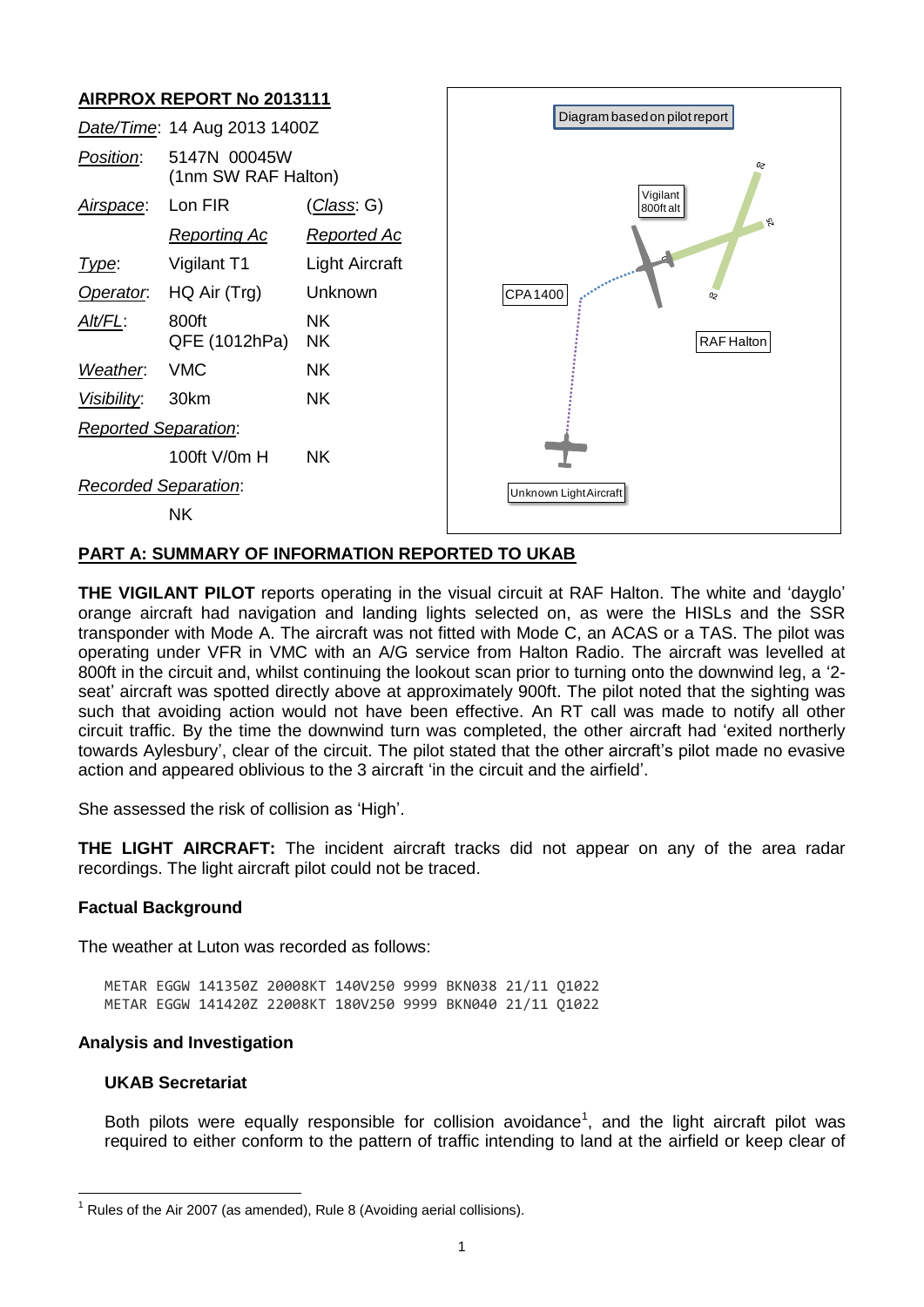## AIRPROX REPORT No 2013111

| | | |
|---|---|---|
| *Date/Time*: | 14 Aug 2013 1400Z | |
| *Position*: | 5147N 00045W (1nm SW RAF Halton) | |
| *Airspace*: | Lon FIR | (*Class*: G) |
| | *Reporting Ac* | *Reported Ac* |
| *Type*: | Vigilant T1 | Light Aircraft |
| *Operator*: | HQ Air (Trg) | Unknown |
| *Alt/FL*: | 800ft QFE (1012hPa) | NK NK |
| *Weather*: | VMC | NK |
| *Visibility*: | 30km | NK |
| *Reported Separation*: | | |
| | 100ft V/0m H | NK |
| *Recorded Separation*: | | |
| | NK | |

Diagram based on pilot report

Vigilant 800ft alt

CPA 1400

RAF Halton

Unknown Light Aircraft

### PART A: SUMMARY OF INFORMATION REPORTED TO UKAB

**THE VIGILANT PILOT** reports operating in the visual circuit at RAF Halton. The white and 'dayglo' orange aircraft had navigation and landing lights selected on, as were the HISLs and the SSR transponder with Mode A. The aircraft was not fitted with Mode C, an ACAS or a TAS. The pilot was operating under VFR in VMC with an A/G service from Halton Radio. The aircraft was levelled at 800ft in the circuit and, whilst continuing the lookout scan prior to turning onto the downwind leg, a '2-seat' aircraft was spotted directly above at approximately 900ft. The pilot noted that the sighting was such that avoiding action would not have been effective. An RT call was made to notify all other circuit traffic. By the time the downwind turn was completed, the other aircraft had 'exited northerly towards Aylesbury', clear of the circuit. The pilot stated that the other aircraft's pilot made no evasive action and appeared oblivious to the 3 aircraft 'in the circuit and the airfield'.

She assessed the risk of collision as 'High'.

**THE LIGHT AIRCRAFT:** The incident aircraft tracks did not appear on any of the area radar recordings. The light aircraft pilot could not be traced.

### Factual Background

The weather at Luton was recorded as follows:

```
METAR EGGW 141350Z 20008KT 140V250 9999 BKN038 21/11 Q1022
METAR EGGW 141420Z 22008KT 180V250 9999 BKN040 21/11 Q1022
```

### Analysis and Investigation

#### UKAB Secretariat

Both pilots were equally responsible for collision avoidance[1], and the light aircraft pilot was required to either conform to the pattern of traffic intending to land at the airfield or keep clear of

[1] Rules of the Air 2007 (as amended), Rule 8 (Avoiding aerial collisions).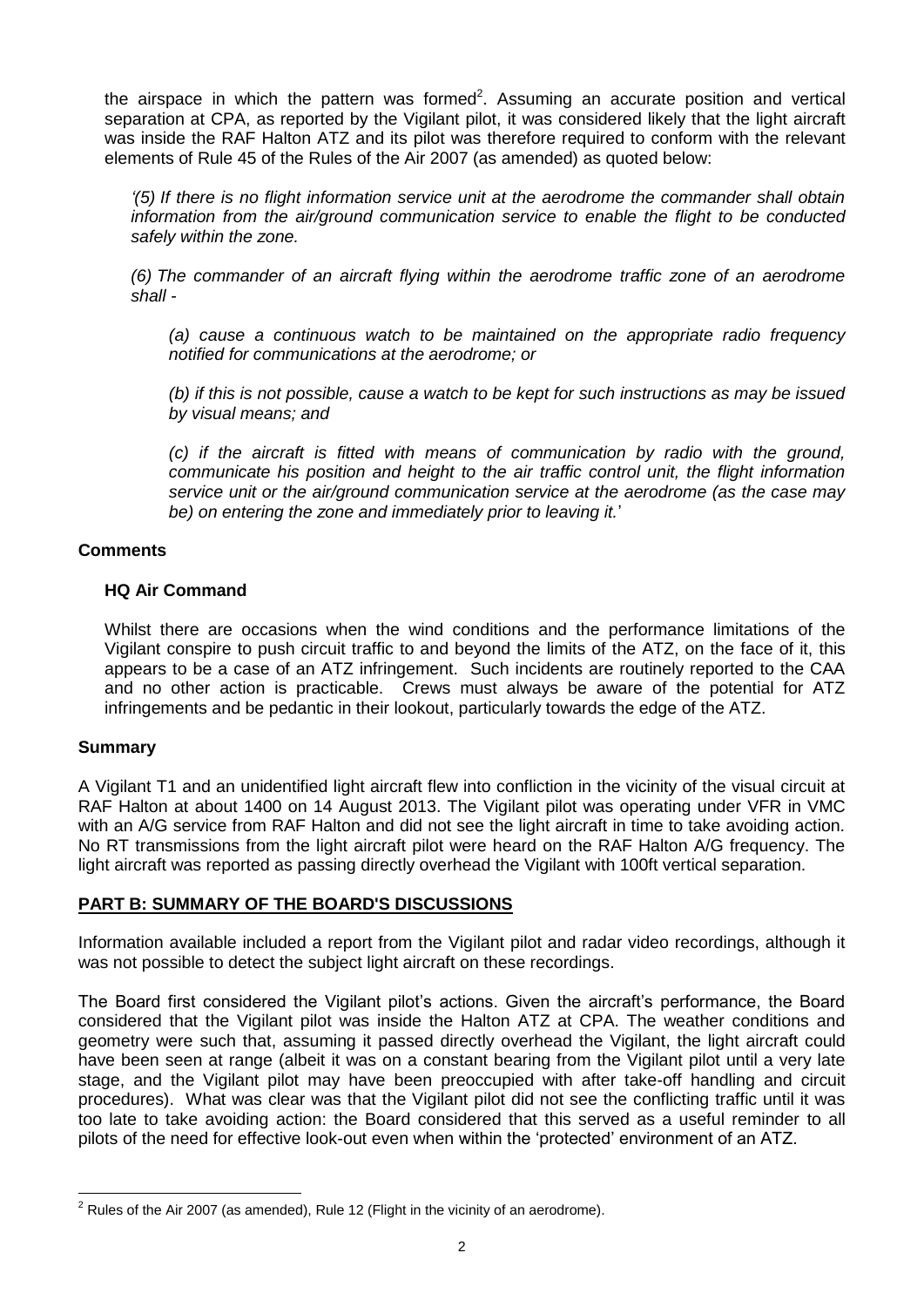the airspace in which the pattern was formed[2]. Assuming an accurate position and vertical separation at CPA, as reported by the Vigilant pilot, it was considered likely that the light aircraft was inside the RAF Halton ATZ and its pilot was therefore required to conform with the relevant elements of Rule 45 of the Rules of the Air 2007 (as amended) as quoted below:

*'(5) If there is no flight information service unit at the aerodrome the commander shall obtain information from the air/ground communication service to enable the flight to be conducted safely within the zone.*

*(6) The commander of an aircraft flying within the aerodrome traffic zone of an aerodrome shall -*

*(a) cause a continuous watch to be maintained on the appropriate radio frequency notified for communications at the aerodrome; or*

*(b) if this is not possible, cause a watch to be kept for such instructions as may be issued by visual means; and*

*(c) if the aircraft is fitted with means of communication by radio with the ground, communicate his position and height to the air traffic control unit, the flight information service unit or the air/ground communication service at the aerodrome (as the case may be) on entering the zone and immediately prior to leaving it.*'

## Comments

### HQ Air Command

Whilst there are occasions when the wind conditions and the performance limitations of the Vigilant conspire to push circuit traffic to and beyond the limits of the ATZ, on the face of it, this appears to be a case of an ATZ infringement. Such incidents are routinely reported to the CAA and no other action is practicable. Crews must always be aware of the potential for ATZ infringements and be pedantic in their lookout, particularly towards the edge of the ATZ.

## Summary

A Vigilant T1 and an unidentified light aircraft flew into confliction in the vicinity of the visual circuit at RAF Halton at about 1400 on 14 August 2013. The Vigilant pilot was operating under VFR in VMC with an A/G service from RAF Halton and did not see the light aircraft in time to take avoiding action. No RT transmissions from the light aircraft pilot were heard on the RAF Halton A/G frequency. The light aircraft was reported as passing directly overhead the Vigilant with 100ft vertical separation.

## PART B: SUMMARY OF THE BOARD'S DISCUSSIONS

Information available included a report from the Vigilant pilot and radar video recordings, although it was not possible to detect the subject light aircraft on these recordings.

The Board first considered the Vigilant pilot's actions. Given the aircraft's performance, the Board considered that the Vigilant pilot was inside the Halton ATZ at CPA. The weather conditions and geometry were such that, assuming it passed directly overhead the Vigilant, the light aircraft could have been seen at range (albeit it was on a constant bearing from the Vigilant pilot until a very late stage, and the Vigilant pilot may have been preoccupied with after take-off handling and circuit procedures). What was clear was that the Vigilant pilot did not see the conflicting traffic until it was too late to take avoiding action: the Board considered that this served as a useful reminder to all pilots of the need for effective look-out even when within the 'protected' environment of an ATZ.

[2] Rules of the Air 2007 (as amended), Rule 12 (Flight in the vicinity of an aerodrome).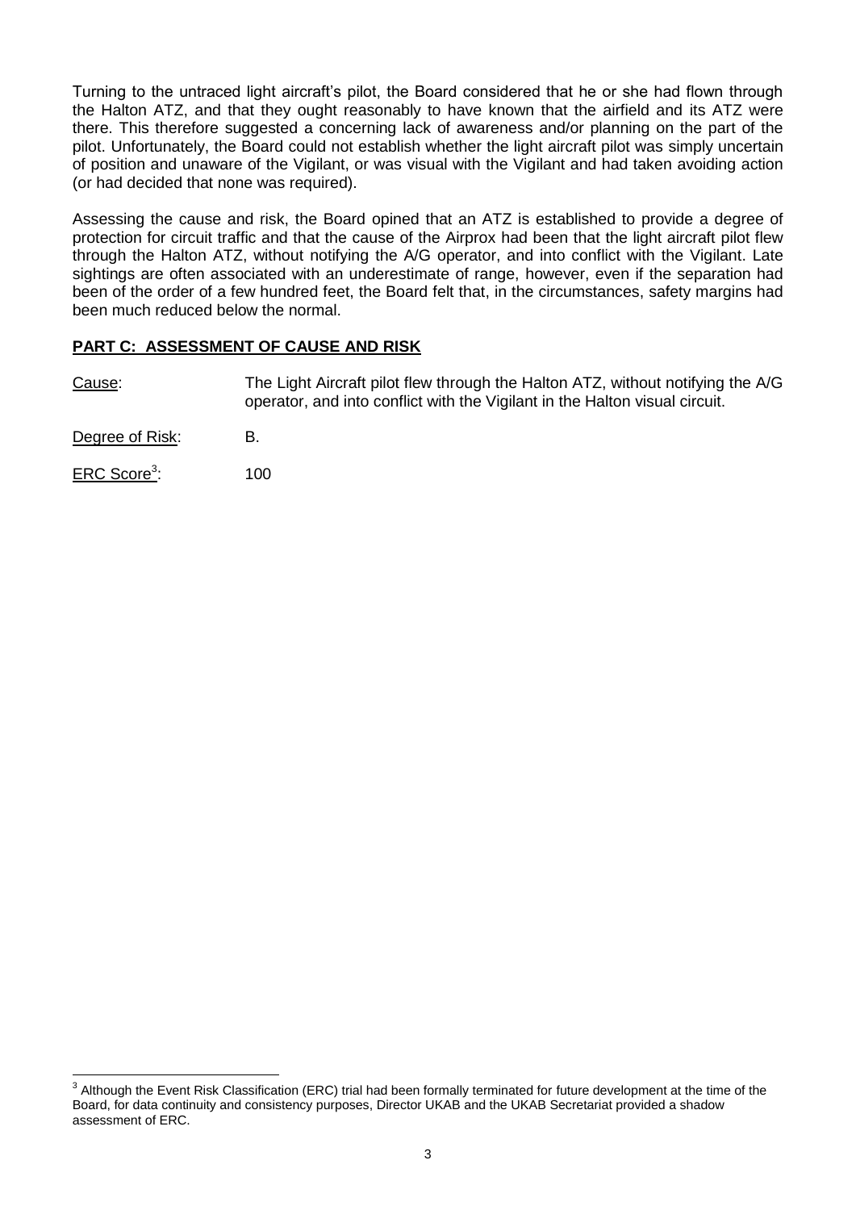Turning to the untraced light aircraft's pilot, the Board considered that he or she had flown through the Halton ATZ, and that they ought reasonably to have known that the airfield and its ATZ were there. This therefore suggested a concerning lack of awareness and/or planning on the part of the pilot. Unfortunately, the Board could not establish whether the light aircraft pilot was simply uncertain of position and unaware of the Vigilant, or was visual with the Vigilant and had taken avoiding action (or had decided that none was required).

Assessing the cause and risk, the Board opined that an ATZ is established to provide a degree of protection for circuit traffic and that the cause of the Airprox had been that the light aircraft pilot flew through the Halton ATZ, without notifying the A/G operator, and into conflict with the Vigilant. Late sightings are often associated with an underestimate of range, however, even if the separation had been of the order of a few hundred feet, the Board felt that, in the circumstances, safety margins had been much reduced below the normal.

## PART C: ASSESSMENT OF CAUSE AND RISK

Cause: The Light Aircraft pilot flew through the Halton ATZ, without notifying the A/G operator, and into conflict with the Vigilant in the Halton visual circuit.

Degree of Risk: B.

ERC Score[3]: 100

---

[3] Although the Event Risk Classification (ERC) trial had been formally terminated for future development at the time of the Board, for data continuity and consistency purposes, Director UKAB and the UKAB Secretariat provided a shadow assessment of ERC.